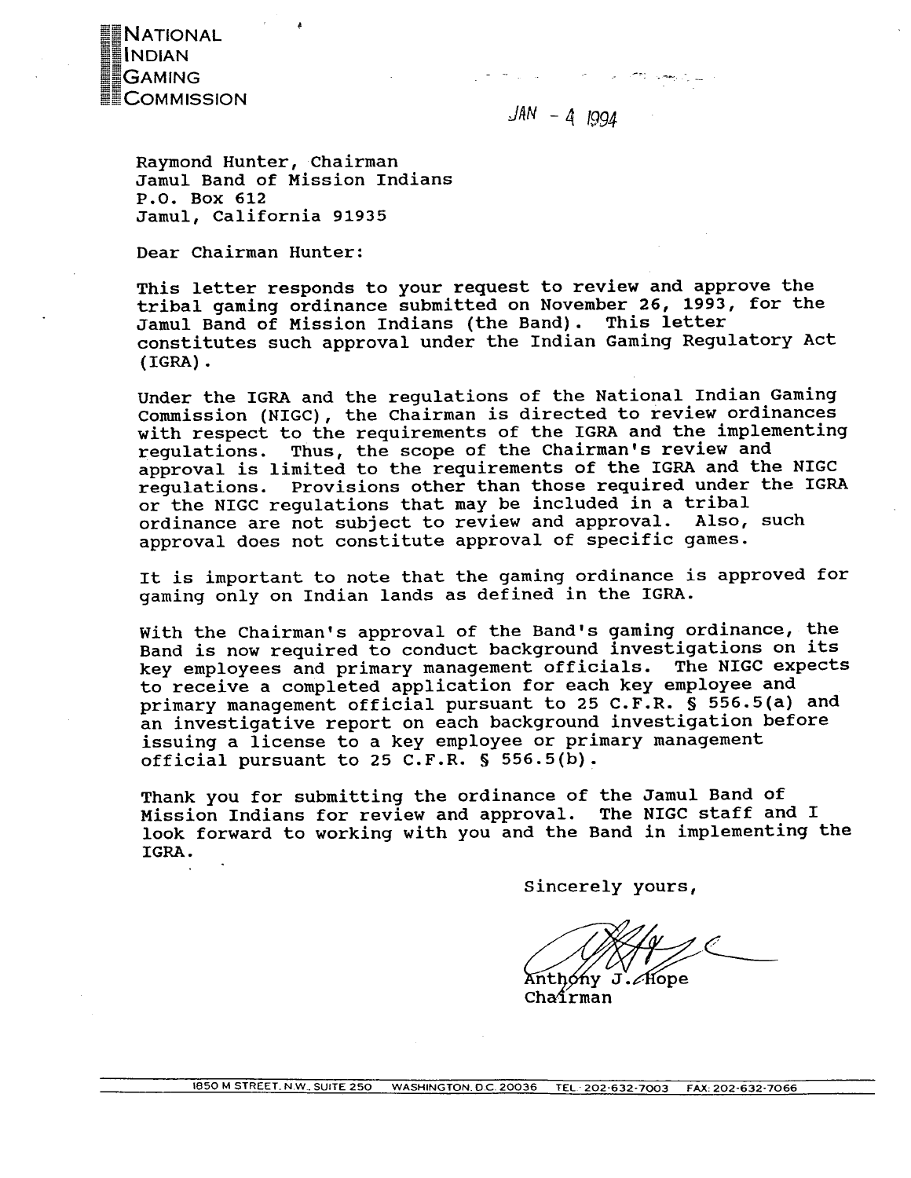NATIONAL
INDIAN
GAMING
COMMISSION

JAN - 4 1994

Raymond Hunter, Chairman
Jamul Band of Mission Indians
P.O. Box 612
Jamul, California 91935

Dear Chairman Hunter:

This letter responds to your request to review and approve the tribal gaming ordinance submitted on November 26, 1993, for the Jamul Band of Mission Indians (the Band). This letter constitutes such approval under the Indian Gaming Regulatory Act (IGRA).

Under the IGRA and the regulations of the National Indian Gaming Commission (NIGC), the Chairman is directed to review ordinances with respect to the requirements of the IGRA and the implementing regulations. Thus, the scope of the Chairman's review and approval is limited to the requirements of the IGRA and the NIGC regulations. Provisions other than those required under the IGRA or the NIGC regulations that may be included in a tribal ordinance are not subject to review and approval. Also, such approval does not constitute approval of specific games.

It is important to note that the gaming ordinance is approved for gaming only on Indian lands as defined in the IGRA.

With the Chairman's approval of the Band's gaming ordinance, the Band is now required to conduct background investigations on its key employees and primary management officials. The NIGC expects to receive a completed application for each key employee and primary management official pursuant to 25 C.F.R. § 556.5(a) and an investigative report on each background investigation before issuing a license to a key employee or primary management official pursuant to 25 C.F.R. § 556.5(b).

Thank you for submitting the ordinance of the Jamul Band of Mission Indians for review and approval. The NIGC staff and I look forward to working with you and the Band in implementing the IGRA.

Sincerely yours,

Anthony J. Hope
Chairman

1850 M STREET, N.W., SUITE 250 WASHINGTON, D.C. 20036 TEL: 202-632-7003 FAX: 202-632-7066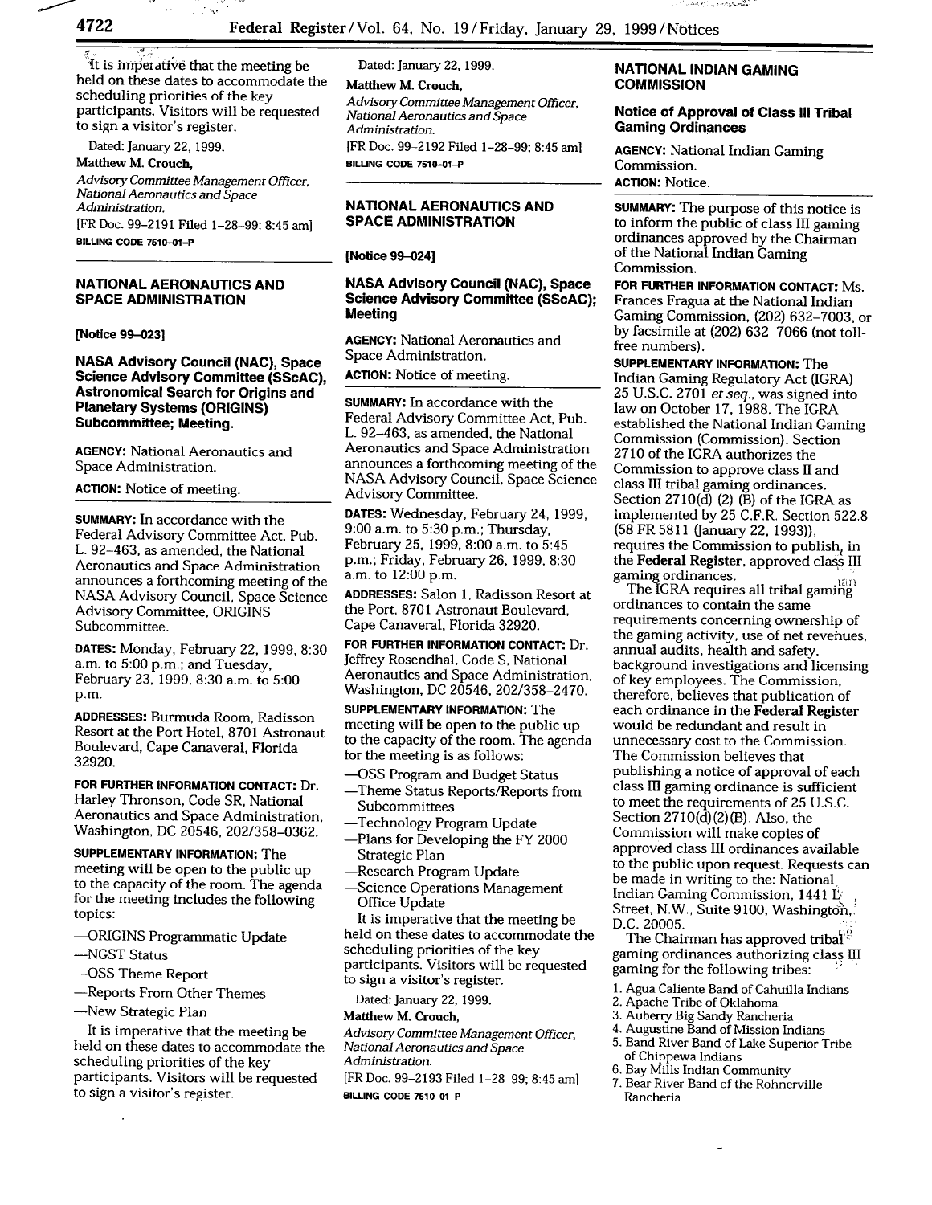It is imperative that the meeting be held on these dates to accommodate the scheduling priorities of the key participants. Visitors will be requested to sign a visitor's register.

Dated: January 22, 1999.

**Matthew M. Crouch,**

*Advisory Committee Management Officer, National Aeronautics and Space Administration.*

[FR Doc. 99–2191 Filed 1–28–99; 8:45 am]

**BILLING CODE 7510–01–P**

---

## NATIONAL AERONAUTICS AND SPACE ADMINISTRATION

**[Notice 99–023]**

### NASA Advisory Council (NAC), Space Science Advisory Committee (SScAC), Astronomical Search for Origins and Planetary Systems (ORIGINS) Subcommittee; Meeting.

**AGENCY:** National Aeronautics and Space Administration.

**ACTION:** Notice of meeting.

**SUMMARY:** In accordance with the Federal Advisory Committee Act, Pub. L. 92–463, as amended, the National Aeronautics and Space Administration announces a forthcoming meeting of the NASA Advisory Council, Space Science Advisory Committee, ORIGINS Subcommittee.

**DATES:** Monday, February 22, 1999, 8:30 a.m. to 5:00 p.m.; and Tuesday, February 23, 1999, 8:30 a.m. to 5:00 p.m.

**ADDRESSES:** Burmuda Room, Radisson Resort at the Port Hotel, 8701 Astronaut Boulevard, Cape Canaveral, Florida 32920.

**FOR FURTHER INFORMATION CONTACT:** Dr. Harley Thronson, Code SR, National Aeronautics and Space Administration, Washington, DC 20546, 202/358–0362.

**SUPPLEMENTARY INFORMATION:** The meeting will be open to the public up to the capacity of the room. The agenda for the meeting includes the following topics:

—ORIGINS Programmatic Update
—NGST Status
—OSS Theme Report
—Reports From Other Themes
—New Strategic Plan

It is imperative that the meeting be held on these dates to accommodate the scheduling priorities of the key participants. Visitors will be requested to sign a visitor's register.

Dated: January 22, 1999.

**Matthew M. Crouch,**

*Advisory Committee Management Officer, National Aeronautics and Space Administration.*

[FR Doc. 99–2192 Filed 1–28–99; 8:45 am]

**BILLING CODE 7510–01–P**

---

## NATIONAL AERONAUTICS AND SPACE ADMINISTRATION

**[Notice 99–024]**

### NASA Advisory Council (NAC), Space Science Advisory Committee (SScAC); Meeting

**AGENCY:** National Aeronautics and Space Administration.

**ACTION:** Notice of meeting.

**SUMMARY:** In accordance with the Federal Advisory Committee Act, Pub. L. 92–463, as amended, the National Aeronautics and Space Administration announces a forthcoming meeting of the NASA Advisory Council, Space Science Advisory Committee.

**DATES:** Wednesday, February 24, 1999, 9:00 a.m. to 5:30 p.m.; Thursday, February 25, 1999, 8:00 a.m. to 5:45 p.m.; Friday, February 26, 1999, 8:30 a.m. to 12:00 p.m.

**ADDRESSES:** Salon 1, Radisson Resort at the Port, 8701 Astronaut Boulevard, Cape Canaveral, Florida 32920.

**FOR FURTHER INFORMATION CONTACT:** Dr. Jeffrey Rosendhal, Code S, National Aeronautics and Space Administration, Washington, DC 20546, 202/358–2470.

**SUPPLEMENTARY INFORMATION:** The meeting will be open to the public up to the capacity of the room. The agenda for the meeting is as follows:

—OSS Program and Budget Status
—Theme Status Reports/Reports from Subcommittees
—Technology Program Update
—Plans for Developing the FY 2000 Strategic Plan
—Research Program Update
—Science Operations Management Office Update

It is imperative that the meeting be held on these dates to accommodate the scheduling priorities of the key participants. Visitors will be requested to sign a visitor's register.

Dated: January 22, 1999.

**Matthew M. Crouch,**

*Advisory Committee Management Officer, National Aeronautics and Space Administration.*

[FR Doc. 99–2193 Filed 1–28–99; 8:45 am]

**BILLING CODE 7510–01–P**

---

## NATIONAL INDIAN GAMING COMMISSION

### Notice of Approval of Class III Tribal Gaming Ordinances

**AGENCY:** National Indian Gaming Commission.

**ACTION:** Notice.

**SUMMARY:** The purpose of this notice is to inform the public of class III gaming ordinances approved by the Chairman of the National Indian Gaming Commission.

**FOR FURTHER INFORMATION CONTACT:** Ms. Frances Fragua at the National Indian Gaming Commission, (202) 632–7003, or by facsimile at (202) 632–7066 (not toll-free numbers).

**SUPPLEMENTARY INFORMATION:** The Indian Gaming Regulatory Act (IGRA) 25 U.S.C. 2701 *et seq.*, was signed into law on October 17, 1988. The IGRA established the National Indian Gaming Commission (Commission). Section 2710 of the IGRA authorizes the Commission to approve class II and class III tribal gaming ordinances. Section 2710(d) (2) (B) of the IGRA as implemented by 25 C.F.R. Section 522.8 (58 FR 5811 (January 22, 1993)), requires the Commission to publish, in the **Federal Register**, approved class III gaming ordinances.

The IGRA requires all tribal gaming ordinances to contain the same requirements concerning ownership of the gaming activity, use of net revenues, annual audits, health and safety, background investigations and licensing of key employees. The Commission, therefore, believes that publication of each ordinance in the **Federal Register** would be redundant and result in unnecessary cost to the Commission. The Commission believes that publishing a notice of approval of each class III gaming ordinance is sufficient to meet the requirements of 25 U.S.C. Section 2710(d)(2)(B). Also, the Commission will make copies of approved class III ordinances available to the public upon request. Requests can be made in writing to the: National Indian Gaming Commission, 1441 L Street, N.W., Suite 9100, Washington, D.C. 20005.

The Chairman has approved tribal gaming ordinances authorizing class III gaming for the following tribes:

1. Agua Caliente Band of Cahuilla Indians
2. Apache Tribe of Oklahoma
3. Auberry Big Sandy Rancheria
4. Augustine Band of Mission Indians
5. Band River Band of Lake Superior Tribe of Chippewa Indians
6. Bay Mills Indian Community
7. Bear River Band of the Rohnerville Rancheria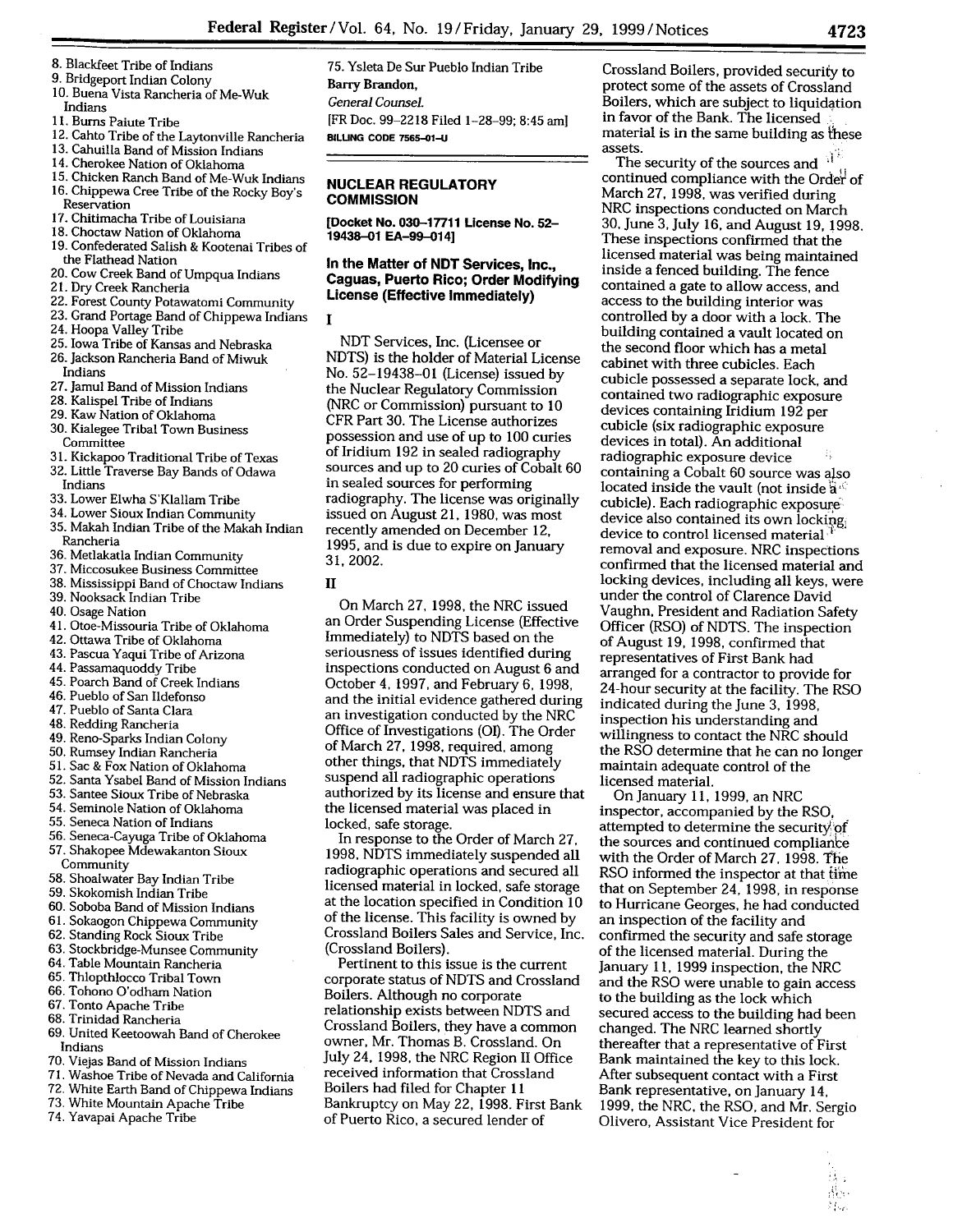8. Blackfeet Tribe of Indians
9. Bridgeport Indian Colony
10. Buena Vista Rancheria of Me-Wuk Indians
11. Burns Paiute Tribe
12. Cahto Tribe of the Laytonville Rancheria
13. Cahuilla Band of Mission Indians
14. Cherokee Nation of Oklahoma
15. Chicken Ranch Band of Me-Wuk Indians
16. Chippewa Cree Tribe of the Rocky Boy's Reservation
17. Chitimacha Tribe of Louisiana
18. Choctaw Nation of Oklahoma
19. Confederated Salish & Kootenai Tribes of the Flathead Nation
20. Cow Creek Band of Umpqua Indians
21. Dry Creek Rancheria
22. Forest County Potawatomi Community
23. Grand Portage Band of Chippewa Indians
24. Hoopa Valley Tribe
25. Iowa Tribe of Kansas and Nebraska
26. Jackson Rancheria Band of Miwuk Indians
27. Jamul Band of Mission Indians
28. Kalispel Tribe of Indians
29. Kaw Nation of Oklahoma
30. Kialegee Tribal Town Business Committee
31. Kickapoo Traditional Tribe of Texas
32. Little Traverse Bay Bands of Odawa Indians
33. Lower Elwha S'Klallam Tribe
34. Lower Sioux Indian Community
35. Makah Indian Tribe of the Makah Indian Rancheria
36. Metlakatla Indian Community
37. Miccosukee Business Committee
38. Mississippi Band of Choctaw Indians
39. Nooksack Indian Tribe
40. Osage Nation
41. Otoe-Missouria Tribe of Oklahoma
42. Ottawa Tribe of Oklahoma
43. Pascua Yaqui Tribe of Arizona
44. Passamaquoddy Tribe
45. Poarch Band of Creek Indians
46. Pueblo of San Ildefonso
47. Pueblo of Santa Clara
48. Redding Rancheria
49. Reno-Sparks Indian Colony
50. Rumsey Indian Rancheria
51. Sac & Fox Nation of Oklahoma
52. Santa Ysabel Band of Mission Indians
53. Santee Sioux Tribe of Nebraska
54. Seminole Nation of Oklahoma
55. Seneca Nation of Indians
56. Seneca-Cayuga Tribe of Oklahoma
57. Shakopee Mdewakanton Sioux Community
58. Shoalwater Bay Indian Tribe
59. Skokomish Indian Tribe
60. Soboba Band of Mission Indians
61. Sokaogon Chippewa Community
62. Standing Rock Sioux Tribe
63. Stockbridge-Munsee Community
64. Table Mountain Rancheria
65. Thlopthlocco Tribal Town
66. Tohono O'odham Nation
67. Tonto Apache Tribe
68. Trinidad Rancheria
69. United Keetoowah Band of Cherokee Indians
70. Viejas Band of Mission Indians
71. Washoe Tribe of Nevada and California
72. White Earth Band of Chippewa Indians
73. White Mountain Apache Tribe
74. Yavapai Apache Tribe
75. Ysleta De Sur Pueblo Indian Tribe

**Barry Brandon,**

*General Counsel.*

[FR Doc. 99-2218 Filed 1-28-99; 8:45 am]

**BILLING CODE 7565-01-U**

## NUCLEAR REGULATORY COMMISSION

**[Docket No. 030-17711 License No. 52-19438-01 EA-99-014]**

### In the Matter of NDT Services, Inc., Caguas, Puerto Rico; Order Modifying License (Effective Immediately)

**I**

NDT Services, Inc. (Licensee or NDTS) is the holder of Material License No. 52-19438-01 (License) issued by the Nuclear Regulatory Commission (NRC or Commission) pursuant to 10 CFR Part 30. The License authorizes possession and use of up to 100 curies of Iridium 192 in sealed radiography sources and up to 20 curies of Cobalt 60 in sealed sources for performing radiography. The license was originally issued on August 21, 1980, was most recently amended on December 12, 1995, and is due to expire on January 31, 2002.

**II**

On March 27, 1998, the NRC issued an Order Suspending License (Effective Immediately) to NDTS based on the seriousness of issues identified during inspections conducted on August 6 and October 4, 1997, and February 6, 1998, and the initial evidence gathered during an investigation conducted by the NRC Office of Investigations (OI). The Order of March 27, 1998, required, among other things, that NDTS immediately suspend all radiographic operations authorized by its license and ensure that the licensed material was placed in locked, safe storage.

In response to the Order of March 27, 1998, NDTS immediately suspended all radiographic operations and secured all licensed material in locked, safe storage at the location specified in Condition 10 of the license. This facility is owned by Crossland Boilers Sales and Service, Inc. (Crossland Boilers).

Pertinent to this issue is the current corporate status of NDTS and Crossland Boilers. Although no corporate relationship exists between NDTS and Crossland Boilers, they have a common owner, Mr. Thomas B. Crossland. On July 24, 1998, the NRC Region II Office received information that Crossland Boilers had filed for Chapter 11 Bankruptcy on May 22, 1998. First Bank of Puerto Rico, a secured lender of Crossland Boilers, provided security to protect some of the assets of Crossland Boilers, which are subject to liquidation in favor of the Bank. The licensed material is in the same building as these assets.

The security of the sources and continued compliance with the Order of March 27, 1998, was verified during NRC inspections conducted on March 30, June 3, July 16, and August 19, 1998. These inspections confirmed that the licensed material was being maintained inside a fenced building. The fence contained a gate to allow access, and access to the building interior was controlled by a door with a lock. The building contained a vault located on the second floor which has a metal cabinet with three cubicles. Each cubicle possessed a separate lock, and contained two radiographic exposure devices containing Iridium 192 per cubicle (six radiographic exposure devices in total). An additional radiographic exposure device containing a Cobalt 60 source was also located inside the vault (not inside a cubicle). Each radiographic exposure device also contained its own locking device to control licensed material removal and exposure. NRC inspections confirmed that the licensed material and locking devices, including all keys, were under the control of Clarence David Vaughn, President and Radiation Safety Officer (RSO) of NDTS. The inspection of August 19, 1998, confirmed that representatives of First Bank had arranged for a contractor to provide for 24-hour security at the facility. The RSO indicated during the June 3, 1998, inspection his understanding and willingness to contact the NRC should the RSO determine that he can no longer maintain adequate control of the licensed material.

On January 11, 1999, an NRC inspector, accompanied by the RSO, attempted to determine the security of the sources and continued compliance with the Order of March 27, 1998. The RSO informed the inspector at that time that on September 24, 1998, in response to Hurricane Georges, he had conducted an inspection of the facility and confirmed the security and safe storage of the licensed material. During the January 11, 1999 inspection, the NRC and the RSO were unable to gain access to the building as the lock which secured access to the building had been changed. The NRC learned shortly thereafter that a representative of First Bank maintained the key to this lock. After subsequent contact with a First Bank representative, on January 14, 1999, the NRC, the RSO, and Mr. Sergio Olivero, Assistant Vice President for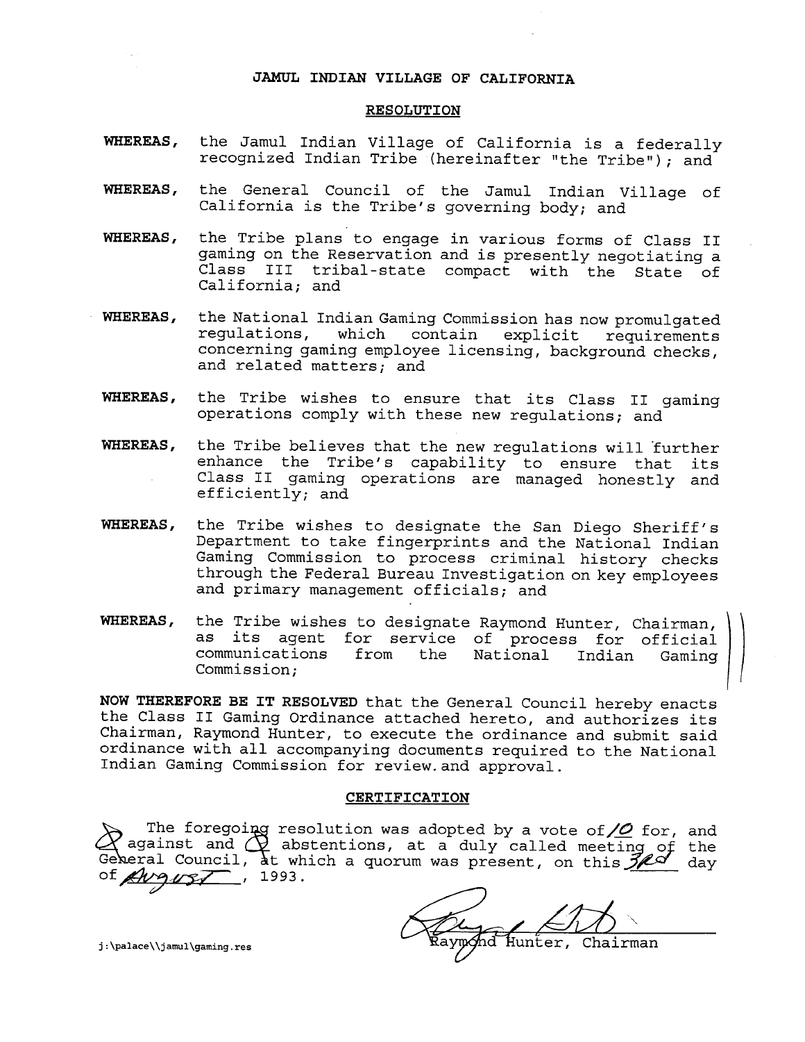# JAMUL INDIAN VILLAGE OF CALIFORNIA

## RESOLUTION

**WHEREAS,** the Jamul Indian Village of California is a federally recognized Indian Tribe (hereinafter "the Tribe"); and

**WHEREAS,** the General Council of the Jamul Indian Village of California is the Tribe's governing body; and

**WHEREAS,** the Tribe plans to engage in various forms of Class II gaming on the Reservation and is presently negotiating a Class III tribal-state compact with the State of California; and

**WHEREAS,** the National Indian Gaming Commission has now promulgated regulations, which contain explicit requirements concerning gaming employee licensing, background checks, and related matters; and

**WHEREAS,** the Tribe wishes to ensure that its Class II gaming operations comply with these new regulations; and

**WHEREAS,** the Tribe believes that the new regulations will further enhance the Tribe's capability to ensure that its Class II gaming operations are managed honestly and efficiently; and

**WHEREAS,** the Tribe wishes to designate the San Diego Sheriff's Department to take fingerprints and the National Indian Gaming Commission to process criminal history checks through the Federal Bureau Investigation on key employees and primary management officials; and

**WHEREAS,** the Tribe wishes to designate Raymond Hunter, Chairman, as its agent for service of process for official communications from the National Indian Gaming Commission;

**NOW THEREFORE BE IT RESOLVED** that the General Council hereby enacts the Class II Gaming Ordinance attached hereto, and authorizes its Chairman, Raymond Hunter, to execute the ordinance and submit said ordinance with all accompanying documents required to the National Indian Gaming Commission for review and approval.

## CERTIFICATION

The foregoing resolution was adopted by a vote of 10 for, and 0 against and 0 abstentions, at a duly called meeting of the General Council, at which a quorum was present, on this 3rd day of August, 1993.

Raymond Hunter, Chairman

j:\palace\\jamul\gaming.res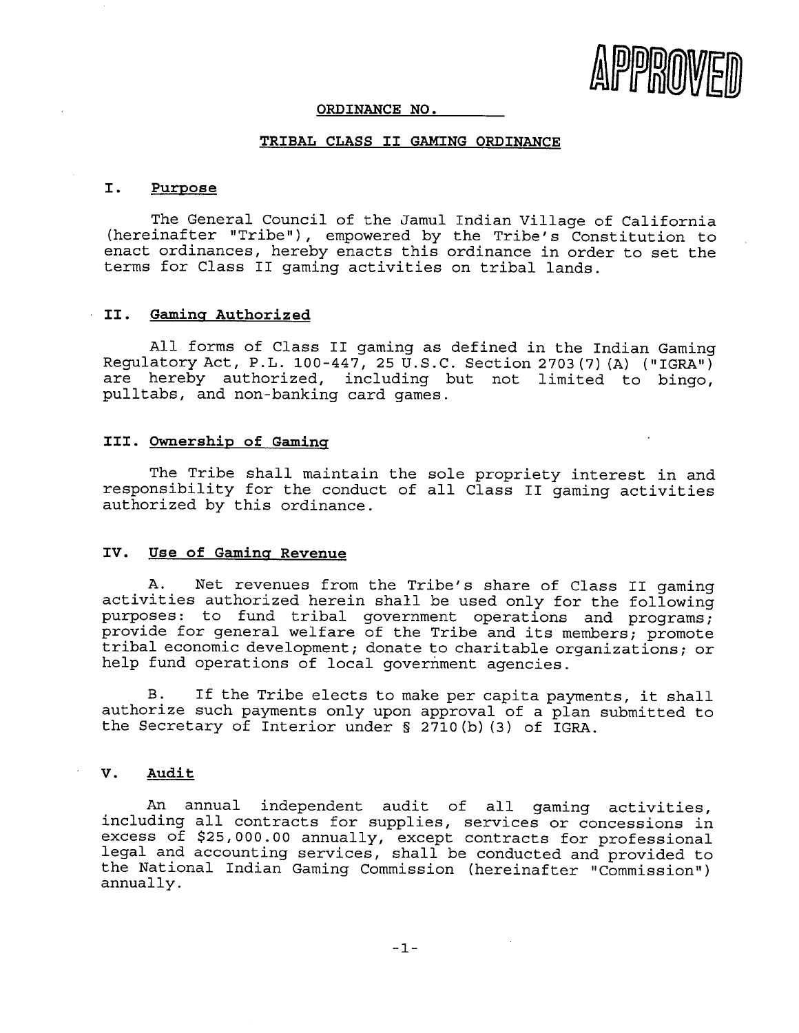APPROVED

ORDINANCE NO. \_\_\_\_\_\_\_

# TRIBAL CLASS II GAMING ORDINANCE

## I. Purpose

The General Council of the Jamul Indian Village of California (hereinafter "Tribe"), empowered by the Tribe's Constitution to enact ordinances, hereby enacts this ordinance in order to set the terms for Class II gaming activities on tribal lands.

## II. Gaming Authorized

All forms of Class II gaming as defined in the Indian Gaming Regulatory Act, P.L. 100-447, 25 U.S.C. Section 2703(7)(A) ("IGRA") are hereby authorized, including but not limited to bingo, pulltabs, and non-banking card games.

## III. Ownership of Gaming

The Tribe shall maintain the sole propriety interest in and responsibility for the conduct of all Class II gaming activities authorized by this ordinance.

## IV. Use of Gaming Revenue

A. Net revenues from the Tribe's share of Class II gaming activities authorized herein shall be used only for the following purposes: to fund tribal government operations and programs; provide for general welfare of the Tribe and its members; promote tribal economic development; donate to charitable organizations; or help fund operations of local government agencies.

B. If the Tribe elects to make per capita payments, it shall authorize such payments only upon approval of a plan submitted to the Secretary of Interior under § 2710(b)(3) of IGRA.

## V. Audit

An annual independent audit of all gaming activities, including all contracts for supplies, services or concessions in excess of $25,000.00 annually, except contracts for professional legal and accounting services, shall be conducted and provided to the National Indian Gaming Commission (hereinafter "Commission") annually.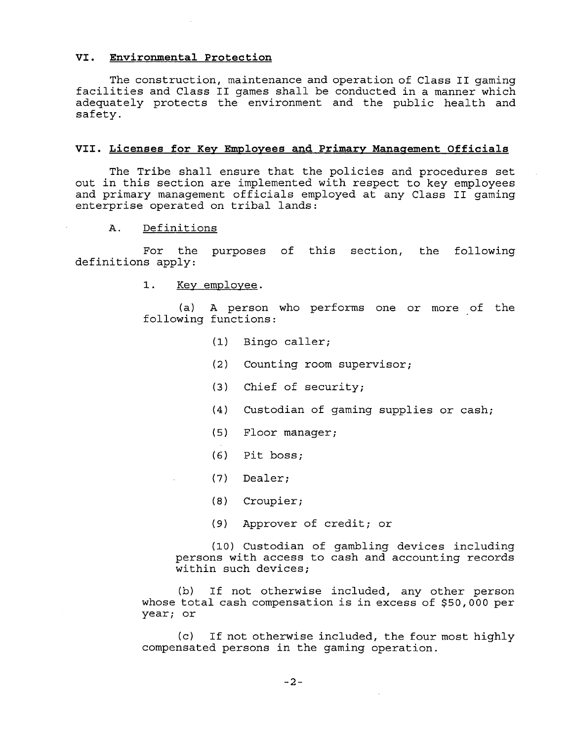## VI. Environmental Protection

The construction, maintenance and operation of Class II gaming facilities and Class II games shall be conducted in a manner which adequately protects the environment and the public health and safety.

## VII. Licenses for Key Employees and Primary Management Officials

The Tribe shall ensure that the policies and procedures set out in this section are implemented with respect to key employees and primary management officials employed at any Class II gaming enterprise operated on tribal lands:

### A. Definitions

For the purposes of this section, the following definitions apply:

1. Key employee.

(a) A person who performs one or more of the following functions:

(1) Bingo caller;

(2) Counting room supervisor;

(3) Chief of security;

(4) Custodian of gaming supplies or cash;

(5) Floor manager;

(6) Pit boss;

(7) Dealer;

(8) Croupier;

(9) Approver of credit; or

(10) Custodian of gambling devices including persons with access to cash and accounting records within such devices;

(b) If not otherwise included, any other person whose total cash compensation is in excess of $50,000 per year; or

(c) If not otherwise included, the four most highly compensated persons in the gaming operation.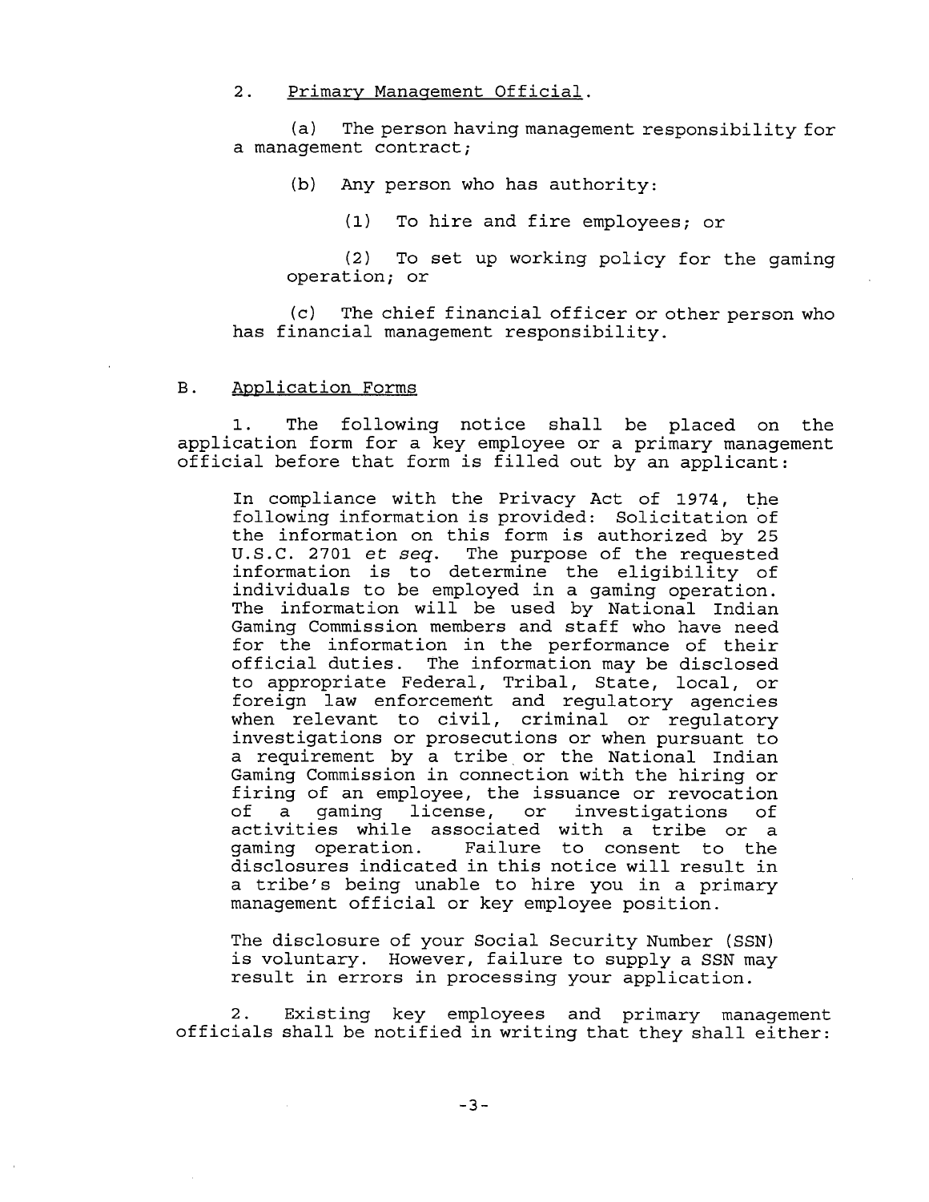2. Primary Management Official.

(a) The person having management responsibility for a management contract;

(b) Any person who has authority:

(1) To hire and fire employees; or

(2) To set up working policy for the gaming operation; or

(c) The chief financial officer or other person who has financial management responsibility.

B. Application Forms

1. The following notice shall be placed on the application form for a key employee or a primary management official before that form is filled out by an applicant:

> In compliance with the Privacy Act of 1974, the following information is provided: Solicitation of the information on this form is authorized by 25 U.S.C. 2701 *et seq.* The purpose of the requested information is to determine the eligibility of individuals to be employed in a gaming operation. The information will be used by National Indian Gaming Commission members and staff who have need for the information in the performance of their official duties. The information may be disclosed to appropriate Federal, Tribal, State, local, or foreign law enforcement and regulatory agencies when relevant to civil, criminal or regulatory investigations or prosecutions or when pursuant to a requirement by a tribe or the National Indian Gaming Commission in connection with the hiring or firing of an employee, the issuance or revocation of a gaming license, or investigations of activities while associated with a tribe or a gaming operation. Failure to consent to the disclosures indicated in this notice will result in a tribe's being unable to hire you in a primary management official or key employee position.
>
> The disclosure of your Social Security Number (SSN) is voluntary. However, failure to supply a SSN may result in errors in processing your application.

2. Existing key employees and primary management officials shall be notified in writing that they shall either: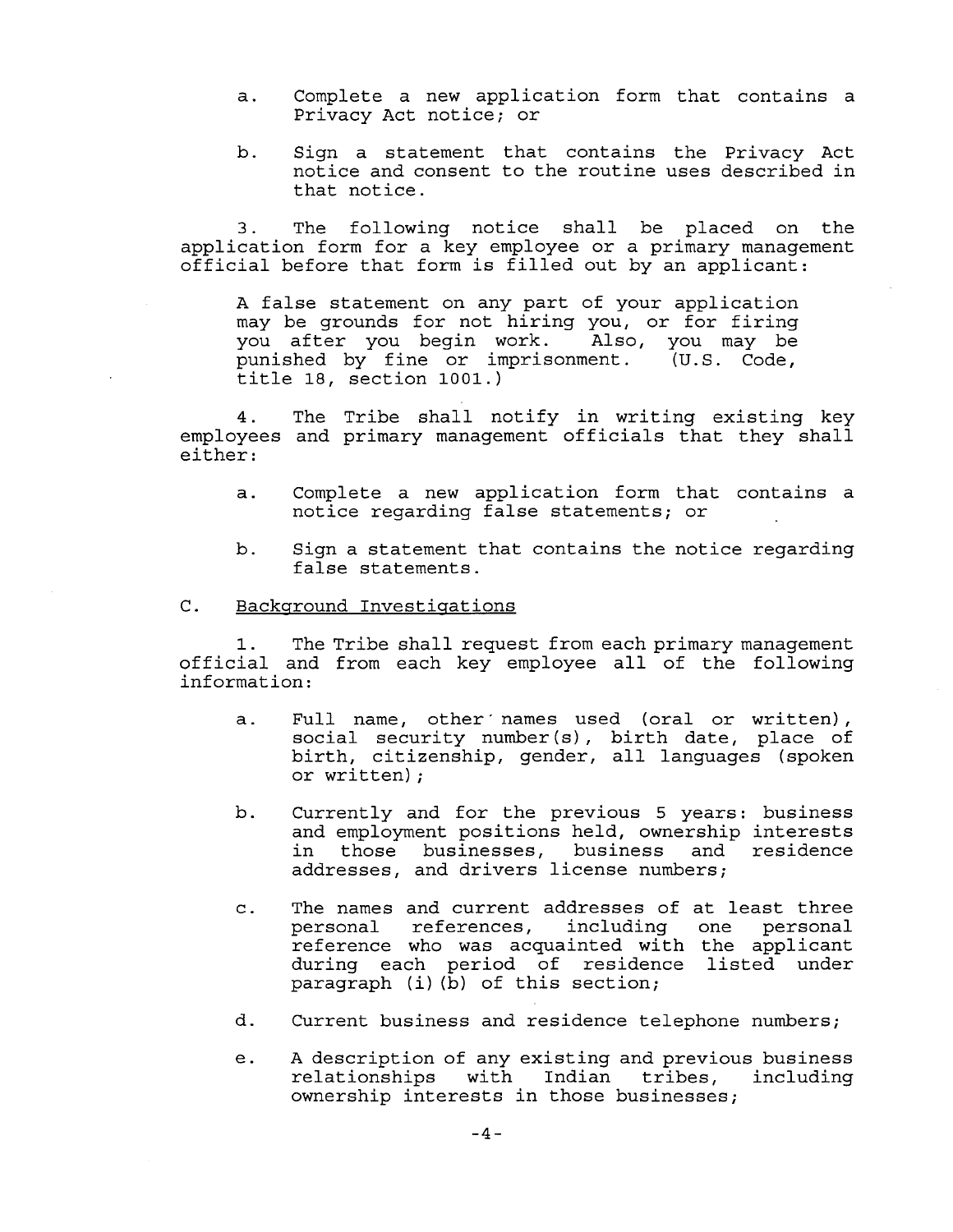a. Complete a new application form that contains a Privacy Act notice; or

b. Sign a statement that contains the Privacy Act notice and consent to the routine uses described in that notice.

3. The following notice shall be placed on the application form for a key employee or a primary management official before that form is filled out by an applicant:

> A false statement on any part of your application may be grounds for not hiring you, or for firing you after you begin work. Also, you may be punished by fine or imprisonment. (U.S. Code, title 18, section 1001.)

4. The Tribe shall notify in writing existing key employees and primary management officials that they shall either:

a. Complete a new application form that contains a notice regarding false statements; or

b. Sign a statement that contains the notice regarding false statements.

C. <u>Background Investigations</u>

1. The Tribe shall request from each primary management official and from each key employee all of the following information:

a. Full name, other names used (oral or written), social security number(s), birth date, place of birth, citizenship, gender, all languages (spoken or written);

b. Currently and for the previous 5 years: business and employment positions held, ownership interests in those businesses, business and residence addresses, and drivers license numbers;

c. The names and current addresses of at least three personal references, including one personal reference who was acquainted with the applicant during each period of residence listed under paragraph (i)(b) of this section;

d. Current business and residence telephone numbers;

e. A description of any existing and previous business relationships with Indian tribes, including ownership interests in those businesses;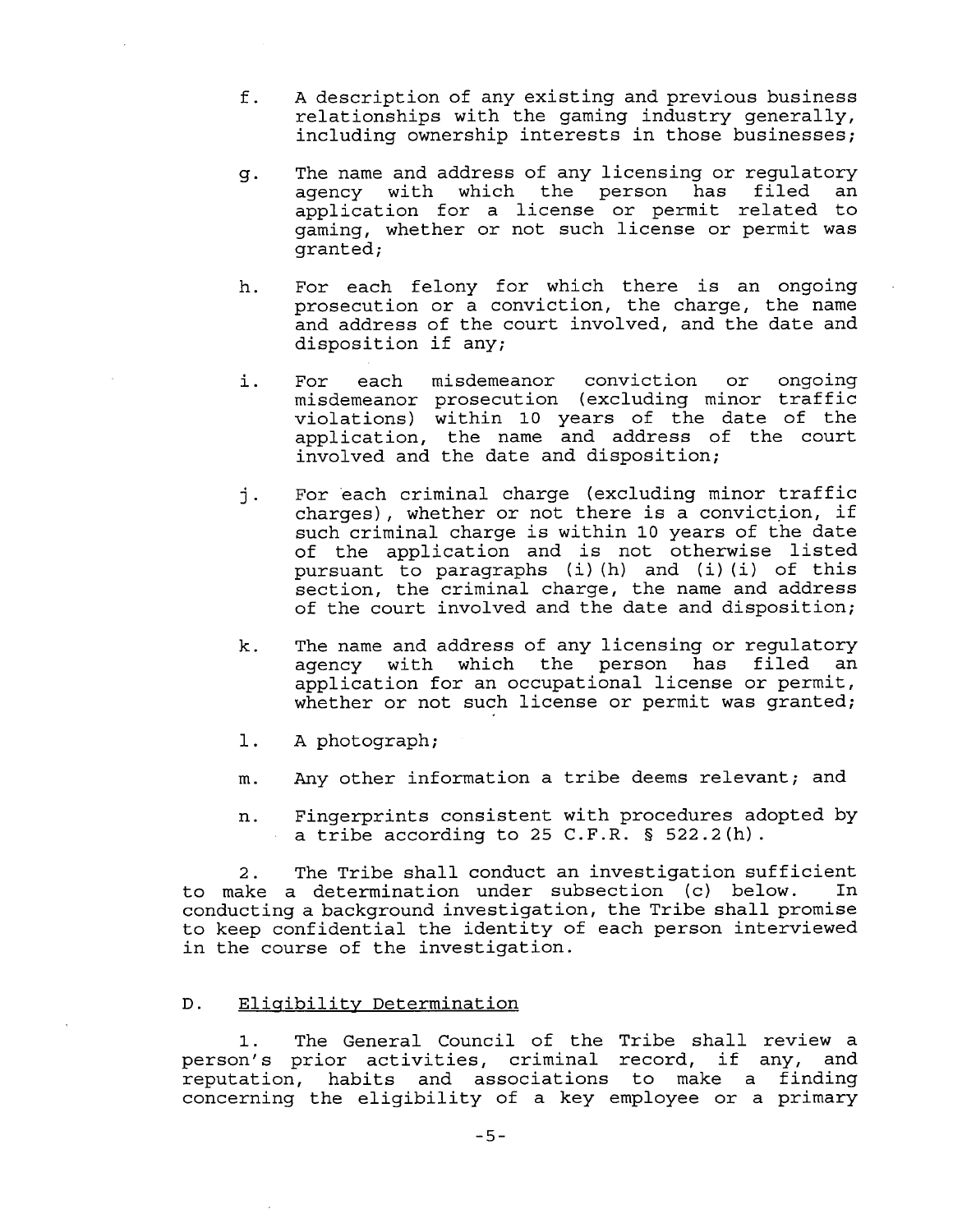f. A description of any existing and previous business relationships with the gaming industry generally, including ownership interests in those businesses;

g. The name and address of any licensing or regulatory agency with which the person has filed an application for a license or permit related to gaming, whether or not such license or permit was granted;

h. For each felony for which there is an ongoing prosecution or a conviction, the charge, the name and address of the court involved, and the date and disposition if any;

i. For each misdemeanor conviction or ongoing misdemeanor prosecution (excluding minor traffic violations) within 10 years of the date of the application, the name and address of the court involved and the date and disposition;

j. For each criminal charge (excluding minor traffic charges), whether or not there is a conviction, if such criminal charge is within 10 years of the date of the application and is not otherwise listed pursuant to paragraphs (i)(h) and (i)(i) of this section, the criminal charge, the name and address of the court involved and the date and disposition;

k. The name and address of any licensing or regulatory agency with which the person has filed an application for an occupational license or permit, whether or not such license or permit was granted;

l. A photograph;

m. Any other information a tribe deems relevant; and

n. Fingerprints consistent with procedures adopted by a tribe according to 25 C.F.R. § 522.2(h).

2. The Tribe shall conduct an investigation sufficient to make a determination under subsection (c) below. In conducting a background investigation, the Tribe shall promise to keep confidential the identity of each person interviewed in the course of the investigation.

D. Eligibility Determination

1. The General Council of the Tribe shall review a person's prior activities, criminal record, if any, and reputation, habits and associations to make a finding concerning the eligibility of a key employee or a primary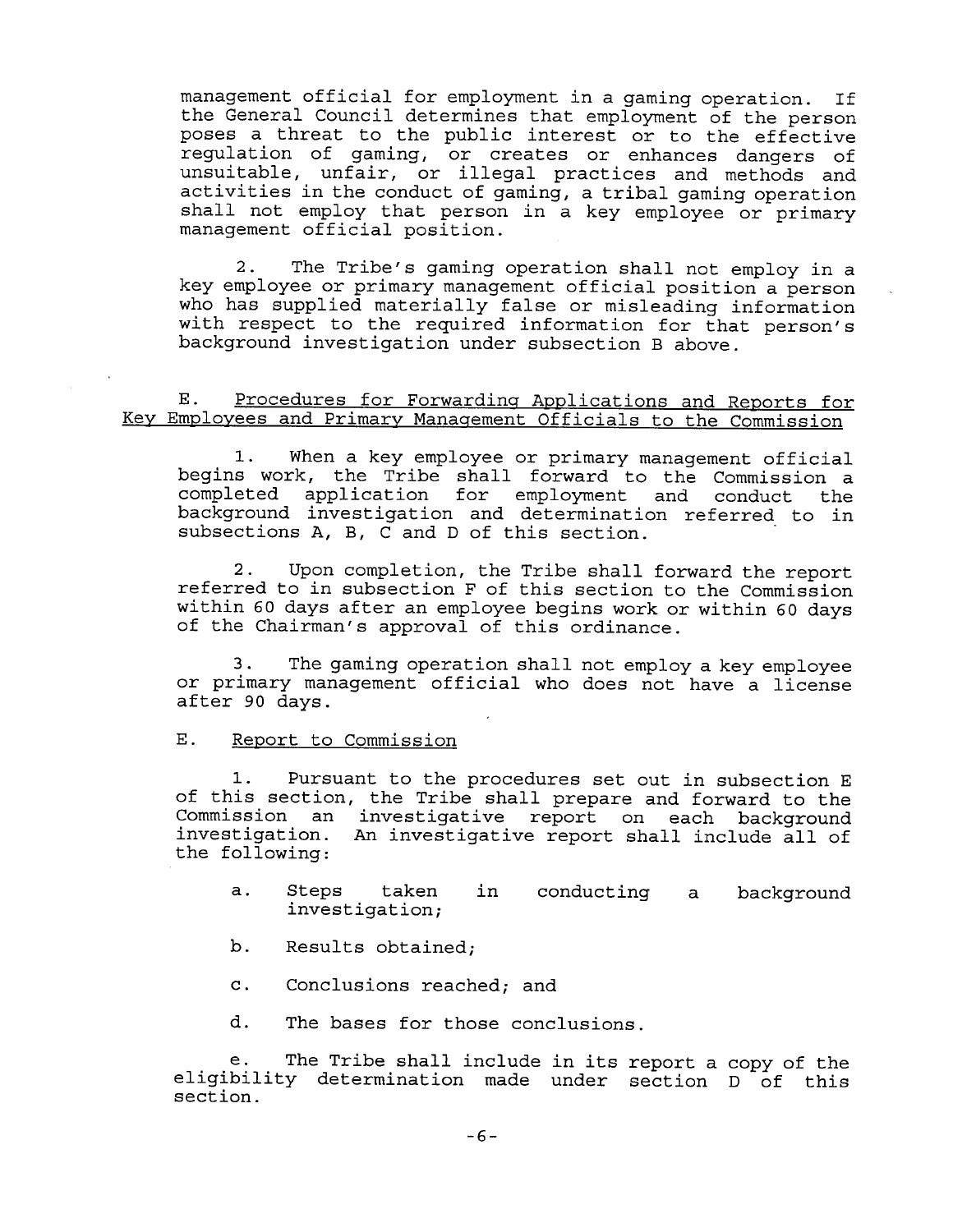management official for employment in a gaming operation. If the General Council determines that employment of the person poses a threat to the public interest or to the effective regulation of gaming, or creates or enhances dangers of unsuitable, unfair, or illegal practices and methods and activities in the conduct of gaming, a tribal gaming operation shall not employ that person in a key employee or primary management official position.

2. The Tribe's gaming operation shall not employ in a key employee or primary management official position a person who has supplied materially false or misleading information with respect to the required information for that person's background investigation under subsection B above.

E. <u>Procedures for Forwarding Applications and Reports for Key Employees and Primary Management Officials to the Commission</u>

1. When a key employee or primary management official begins work, the Tribe shall forward to the Commission a completed application for employment and conduct the background investigation and determination referred to in subsections A, B, C and D of this section.

2. Upon completion, the Tribe shall forward the report referred to in subsection F of this section to the Commission within 60 days after an employee begins work or within 60 days of the Chairman's approval of this ordinance.

3. The gaming operation shall not employ a key employee or primary management official who does not have a license after 90 days.

E. <u>Report to Commission</u>

1. Pursuant to the procedures set out in subsection E of this section, the Tribe shall prepare and forward to the Commission an investigative report on each background investigation. An investigative report shall include all of the following:

a. Steps taken in conducting a background investigation;

b. Results obtained;

c. Conclusions reached; and

d. The bases for those conclusions.

e. The Tribe shall include in its report a copy of the eligibility determination made under section D of this section.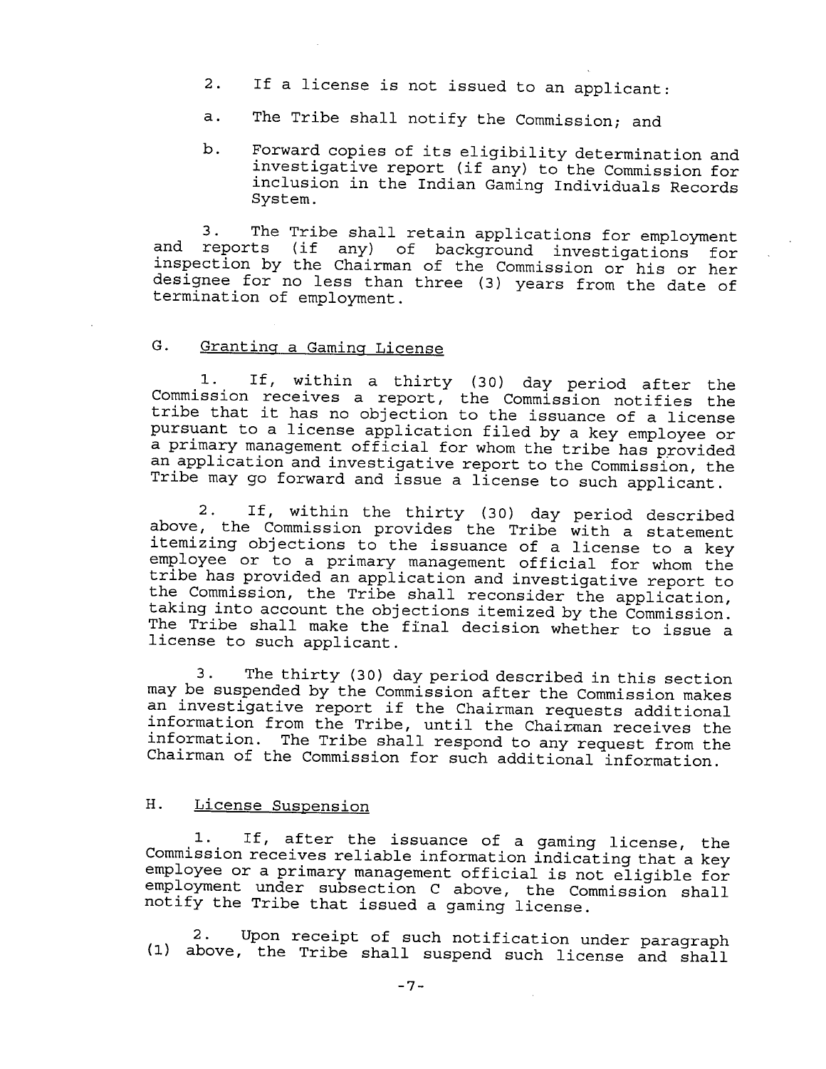2. If a license is not issued to an applicant:

a. The Tribe shall notify the Commission; and

b. Forward copies of its eligibility determination and investigative report (if any) to the Commission for inclusion in the Indian Gaming Individuals Records System.

3. The Tribe shall retain applications for employment and reports (if any) of background investigations for inspection by the Chairman of the Commission or his or her designee for no less than three (3) years from the date of termination of employment.

## G. Granting a Gaming License

1. If, within a thirty (30) day period after the Commission receives a report, the Commission notifies the tribe that it has no objection to the issuance of a license pursuant to a license application filed by a key employee or a primary management official for whom the tribe has provided an application and investigative report to the Commission, the Tribe may go forward and issue a license to such applicant.

2. If, within the thirty (30) day period described above, the Commission provides the Tribe with a statement itemizing objections to the issuance of a license to a key employee or to a primary management official for whom the tribe has provided an application and investigative report to the Commission, the Tribe shall reconsider the application, taking into account the objections itemized by the Commission. The Tribe shall make the final decision whether to issue a license to such applicant.

3. The thirty (30) day period described in this section may be suspended by the Commission after the Commission makes an investigative report if the Chairman requests additional information from the Tribe, until the Chairman receives the information. The Tribe shall respond to any request from the Chairman of the Commission for such additional information.

## H. License Suspension

1. If, after the issuance of a gaming license, the Commission receives reliable information indicating that a key employee or a primary management official is not eligible for employment under subsection C above, the Commission shall notify the Tribe that issued a gaming license.

2. Upon receipt of such notification under paragraph (1) above, the Tribe shall suspend such license and shall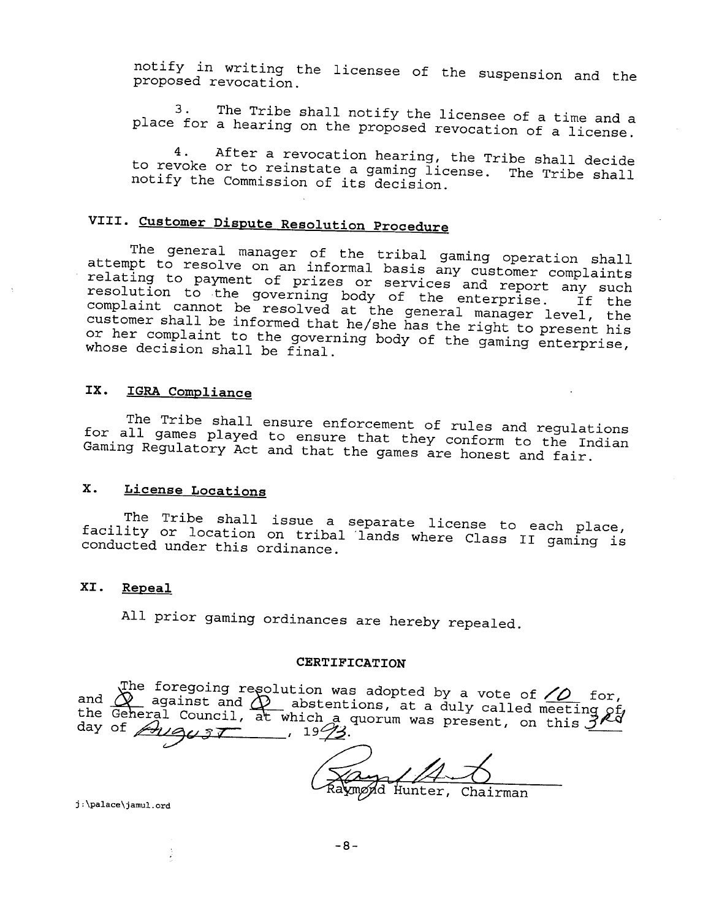notify in writing the licensee of the suspension and the proposed revocation.

3. The Tribe shall notify the licensee of a time and a place for a hearing on the proposed revocation of a license.

4. After a revocation hearing, the Tribe shall decide to revoke or to reinstate a gaming license. The Tribe shall notify the Commission of its decision.

## VIII. Customer Dispute Resolution Procedure

The general manager of the tribal gaming operation shall attempt to resolve on an informal basis any customer complaints relating to payment of prizes or services and report any such resolution to the governing body of the enterprise. If the complaint cannot be resolved at the general manager level, the customer shall be informed that he/she has the right to present his or her complaint to the governing body of the gaming enterprise, whose decision shall be final.

## IX. IGRA Compliance

The Tribe shall ensure enforcement of rules and regulations for all games played to ensure that they conform to the Indian Gaming Regulatory Act and that the games are honest and fair.

## X. License Locations

The Tribe shall issue a separate license to each place, facility or location on tribal lands where Class II gaming is conducted under this ordinance.

## XI. Repeal

All prior gaming ordinances are hereby repealed.

### CERTIFICATION

The foregoing resolution was adopted by a vote of 10 for, and 0 against and 0 abstentions, at a duly called meeting of the General Council, at which a quorum was present, on this 3rd day of August, 1993.

Raymond Hunter, Chairman

j:\palace\jamul.ord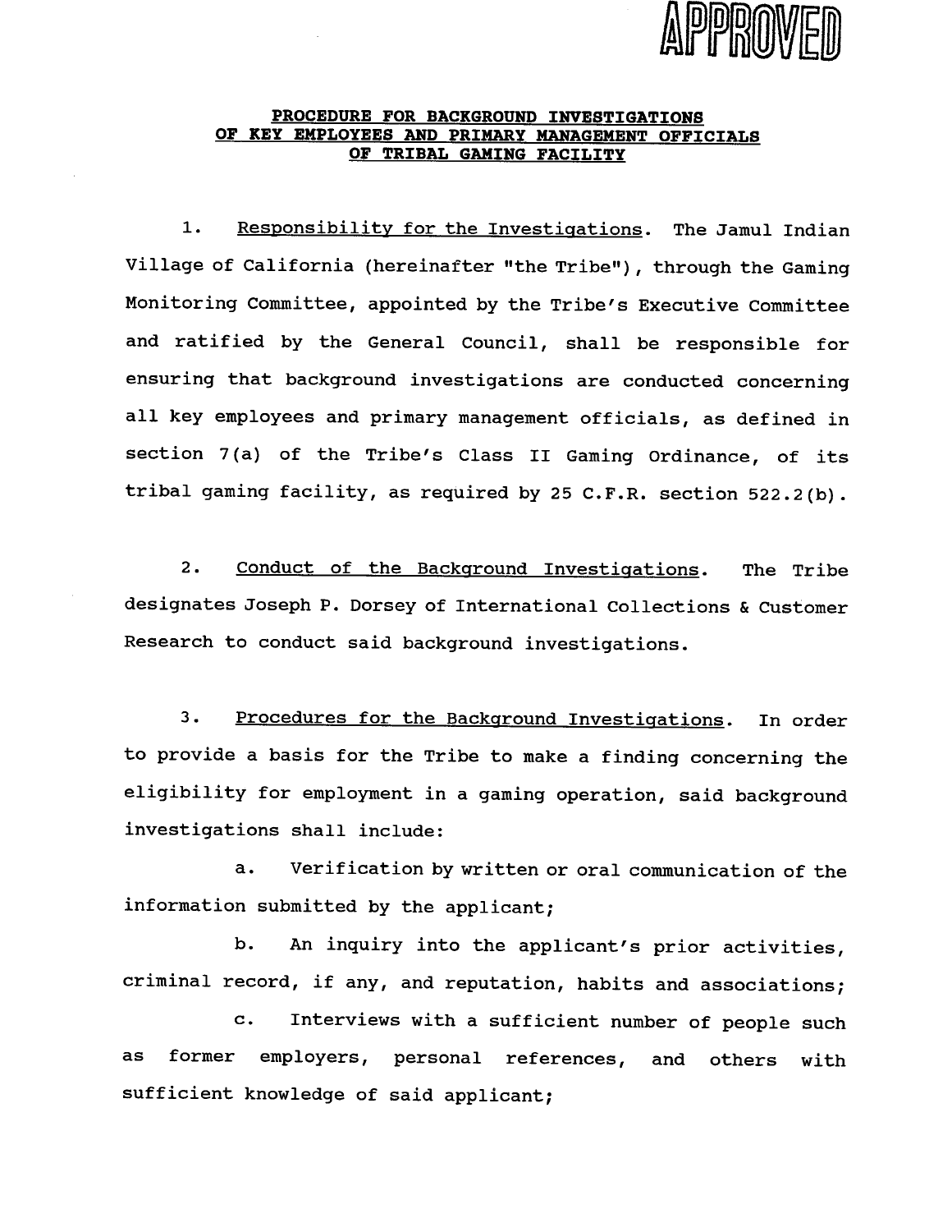APPROVED

**PROCEDURE FOR BACKGROUND INVESTIGATIONS OF KEY EMPLOYEES AND PRIMARY MANAGEMENT OFFICIALS OF TRIBAL GAMING FACILITY**

1. Responsibility for the Investigations. The Jamul Indian Village of California (hereinafter "the Tribe"), through the Gaming Monitoring Committee, appointed by the Tribe's Executive Committee and ratified by the General Council, shall be responsible for ensuring that background investigations are conducted concerning all key employees and primary management officials, as defined in section 7(a) of the Tribe's Class II Gaming Ordinance, of its tribal gaming facility, as required by 25 C.F.R. section 522.2(b).

2. Conduct of the Background Investigations. The Tribe designates Joseph P. Dorsey of International Collections & Customer Research to conduct said background investigations.

3. Procedures for the Background Investigations. In order to provide a basis for the Tribe to make a finding concerning the eligibility for employment in a gaming operation, said background investigations shall include:

a. Verification by written or oral communication of the information submitted by the applicant;

b. An inquiry into the applicant's prior activities, criminal record, if any, and reputation, habits and associations;

c. Interviews with a sufficient number of people such as former employers, personal references, and others with sufficient knowledge of said applicant;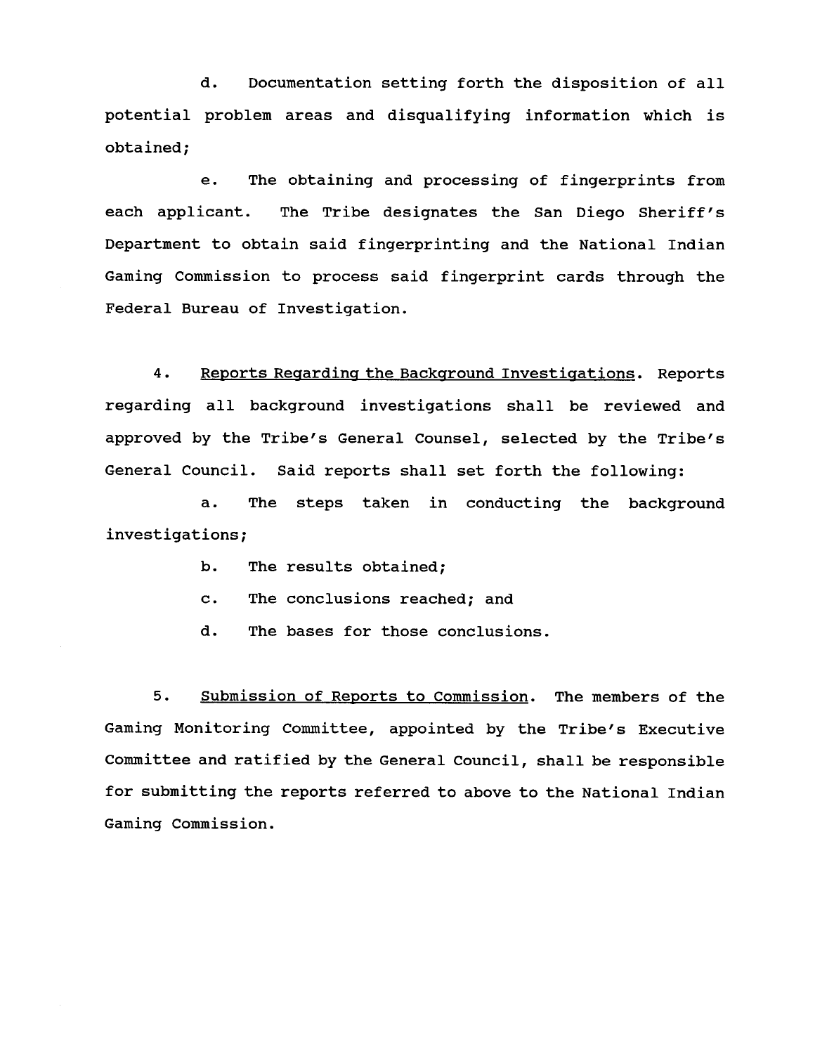d. Documentation setting forth the disposition of all potential problem areas and disqualifying information which is obtained;

e. The obtaining and processing of fingerprints from each applicant. The Tribe designates the San Diego Sheriff's Department to obtain said fingerprinting and the National Indian Gaming Commission to process said fingerprint cards through the Federal Bureau of Investigation.

4. Reports Regarding the Background Investigations. Reports regarding all background investigations shall be reviewed and approved by the Tribe's General Counsel, selected by the Tribe's General Council. Said reports shall set forth the following:

a. The steps taken in conducting the background investigations;

b. The results obtained;

c. The conclusions reached; and

d. The bases for those conclusions.

5. Submission of Reports to Commission. The members of the Gaming Monitoring Committee, appointed by the Tribe's Executive Committee and ratified by the General Council, shall be responsible for submitting the reports referred to above to the National Indian Gaming Commission.